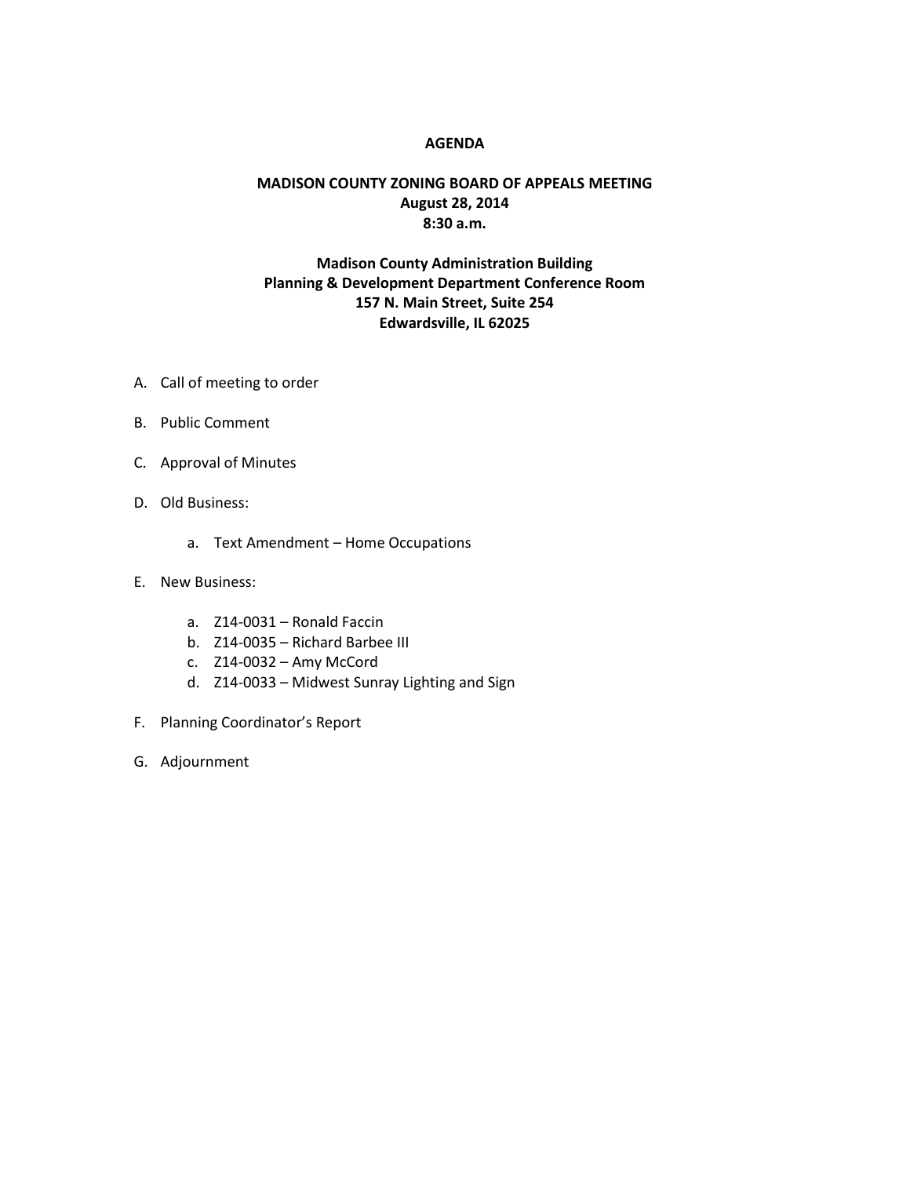# AGENDA

## MADISON COUNTY ZONING BOARD OF APPEALS MEETING
**August 28, 2014**
**8:30 a.m.**

**Madison County Administration Building**
**Planning & Development Department Conference Room**
**157 N. Main Street, Suite 254**
**Edwardsville, IL 62025**

A. Call of meeting to order

B. Public Comment

C. Approval of Minutes

D. Old Business:

   a. Text Amendment – Home Occupations

E. New Business:

   a. Z14-0031 – Ronald Faccin
   b. Z14-0035 – Richard Barbee III
   c. Z14-0032 – Amy McCord
   d. Z14-0033 – Midwest Sunray Lighting and Sign

F. Planning Coordinator's Report

G. Adjournment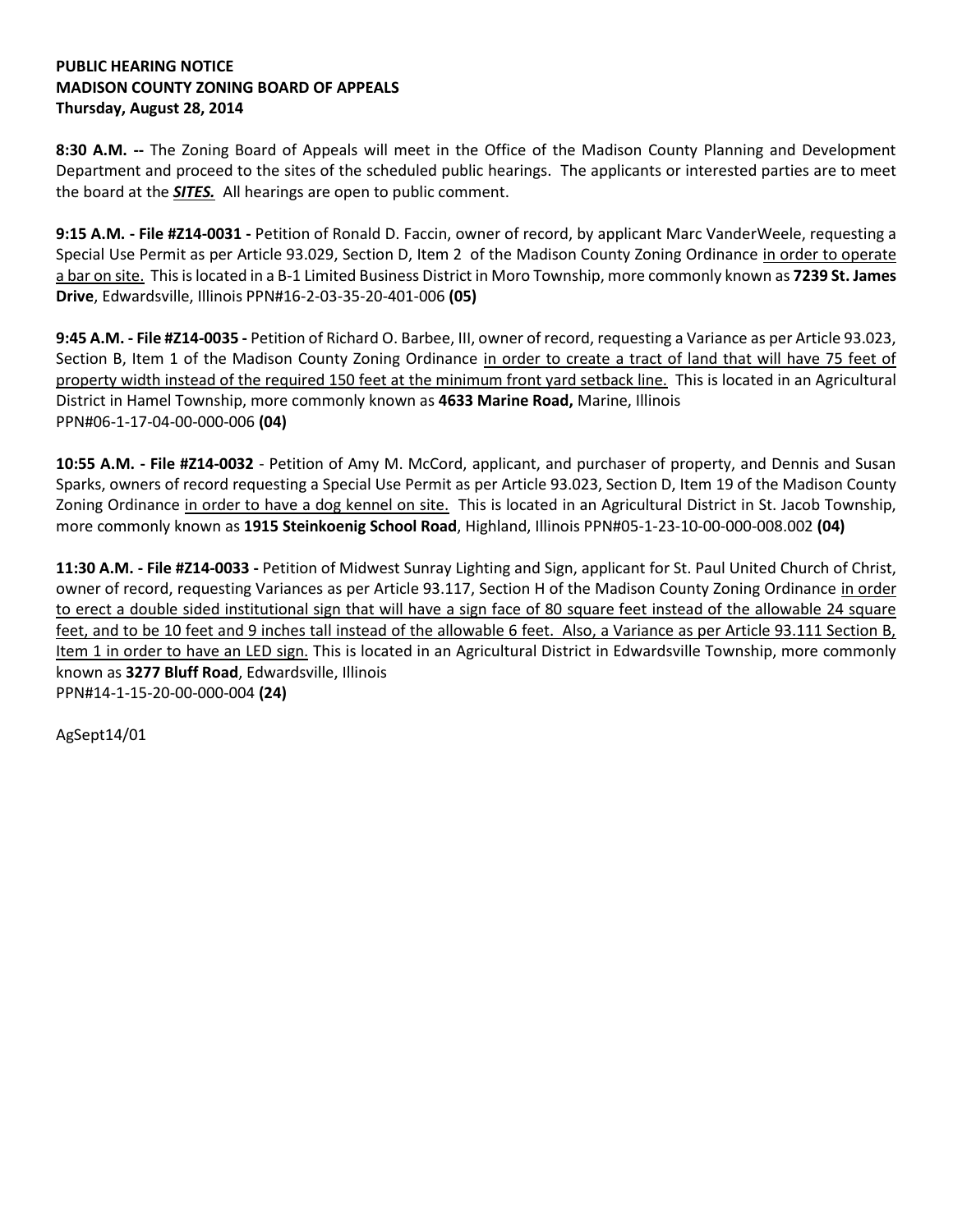**PUBLIC HEARING NOTICE**
**MADISON COUNTY ZONING BOARD OF APPEALS**
**Thursday, August 28, 2014**

**8:30 A.M. --** The Zoning Board of Appeals will meet in the Office of the Madison County Planning and Development Department and proceed to the sites of the scheduled public hearings. The applicants or interested parties are to meet the board at the ***SITES.*** All hearings are open to public comment.

**9:15 A.M. - File #Z14-0031 -** Petition of Ronald D. Faccin, owner of record, by applicant Marc VanderWeele, requesting a Special Use Permit as per Article 93.029, Section D, Item 2 of the Madison County Zoning Ordinance in order to operate a bar on site. This is located in a B-1 Limited Business District in Moro Township, more commonly known as **7239 St. James Drive**, Edwardsville, Illinois PPN#16-2-03-35-20-401-006 **(05)**

**9:45 A.M. - File #Z14-0035 -** Petition of Richard O. Barbee, III, owner of record, requesting a Variance as per Article 93.023, Section B, Item 1 of the Madison County Zoning Ordinance in order to create a tract of land that will have 75 feet of property width instead of the required 150 feet at the minimum front yard setback line. This is located in an Agricultural District in Hamel Township, more commonly known as **4633 Marine Road,** Marine, Illinois PPN#06-1-17-04-00-000-006 **(04)**

**10:55 A.M. - File #Z14-0032** - Petition of Amy M. McCord, applicant, and purchaser of property, and Dennis and Susan Sparks, owners of record requesting a Special Use Permit as per Article 93.023, Section D, Item 19 of the Madison County Zoning Ordinance in order to have a dog kennel on site. This is located in an Agricultural District in St. Jacob Township, more commonly known as **1915 Steinkoenig School Road**, Highland, Illinois PPN#05-1-23-10-00-000-008.002 **(04)**

**11:30 A.M. - File #Z14-0033 -** Petition of Midwest Sunray Lighting and Sign, applicant for St. Paul United Church of Christ, owner of record, requesting Variances as per Article 93.117, Section H of the Madison County Zoning Ordinance in order to erect a double sided institutional sign that will have a sign face of 80 square feet instead of the allowable 24 square feet, and to be 10 feet and 9 inches tall instead of the allowable 6 feet. Also, a Variance as per Article 93.111 Section B, Item 1 in order to have an LED sign. This is located in an Agricultural District in Edwardsville Township, more commonly known as **3277 Bluff Road**, Edwardsville, Illinois PPN#14-1-15-20-00-000-004 **(24)**

AgSept14/01